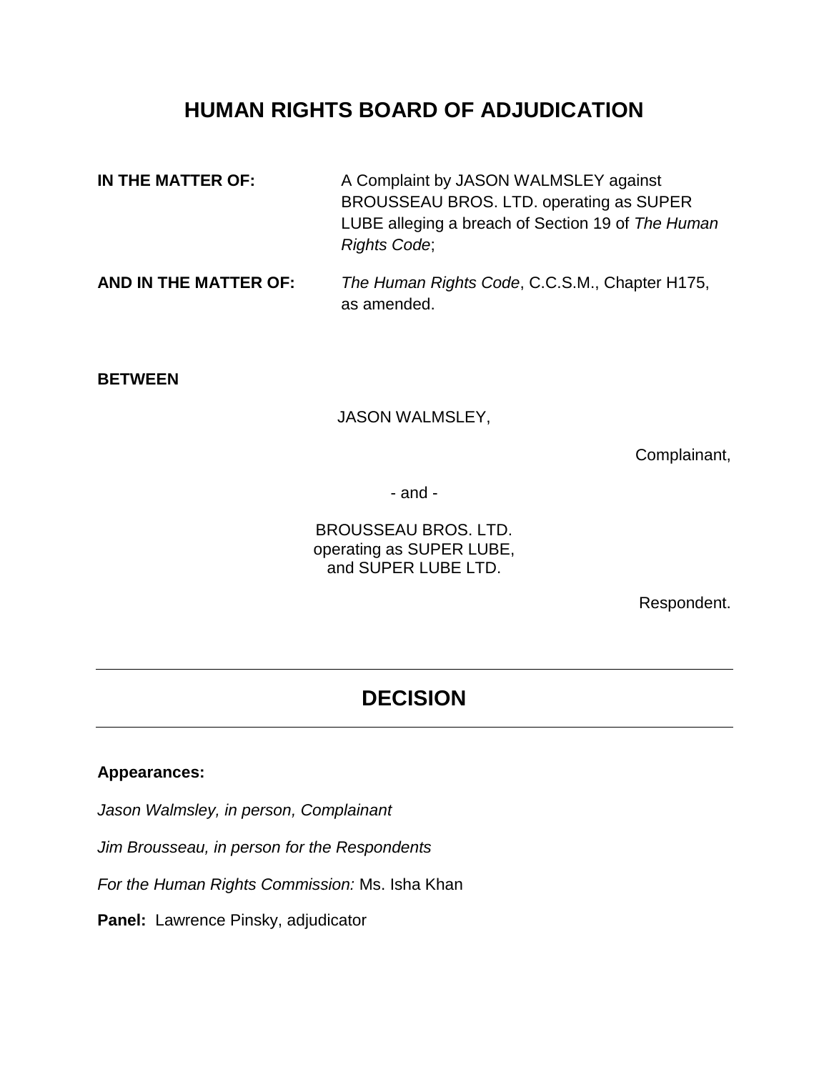# HUMAN RIGHTS BOARD OF ADJUDICATION

**IN THE MATTER OF:** A Complaint by JASON WALMSLEY against BROUSSEAU BROS. LTD. operating as SUPER LUBE alleging a breach of Section 19 of *The Human Rights Code*;

**AND IN THE MATTER OF:** *The Human Rights Code*, C.C.S.M., Chapter H175, as amended.

**BETWEEN**

JASON WALMSLEY,

Complainant,

- and -

BROUSSEAU BROS. LTD.
operating as SUPER LUBE,
and SUPER LUBE LTD.

Respondent.

---

## DECISION

---

**Appearances:**

*Jason Walmsley, in person, Complainant*

*Jim Brousseau, in person for the Respondents*

*For the Human Rights Commission:* Ms. Isha Khan

**Panel:** Lawrence Pinsky, adjudicator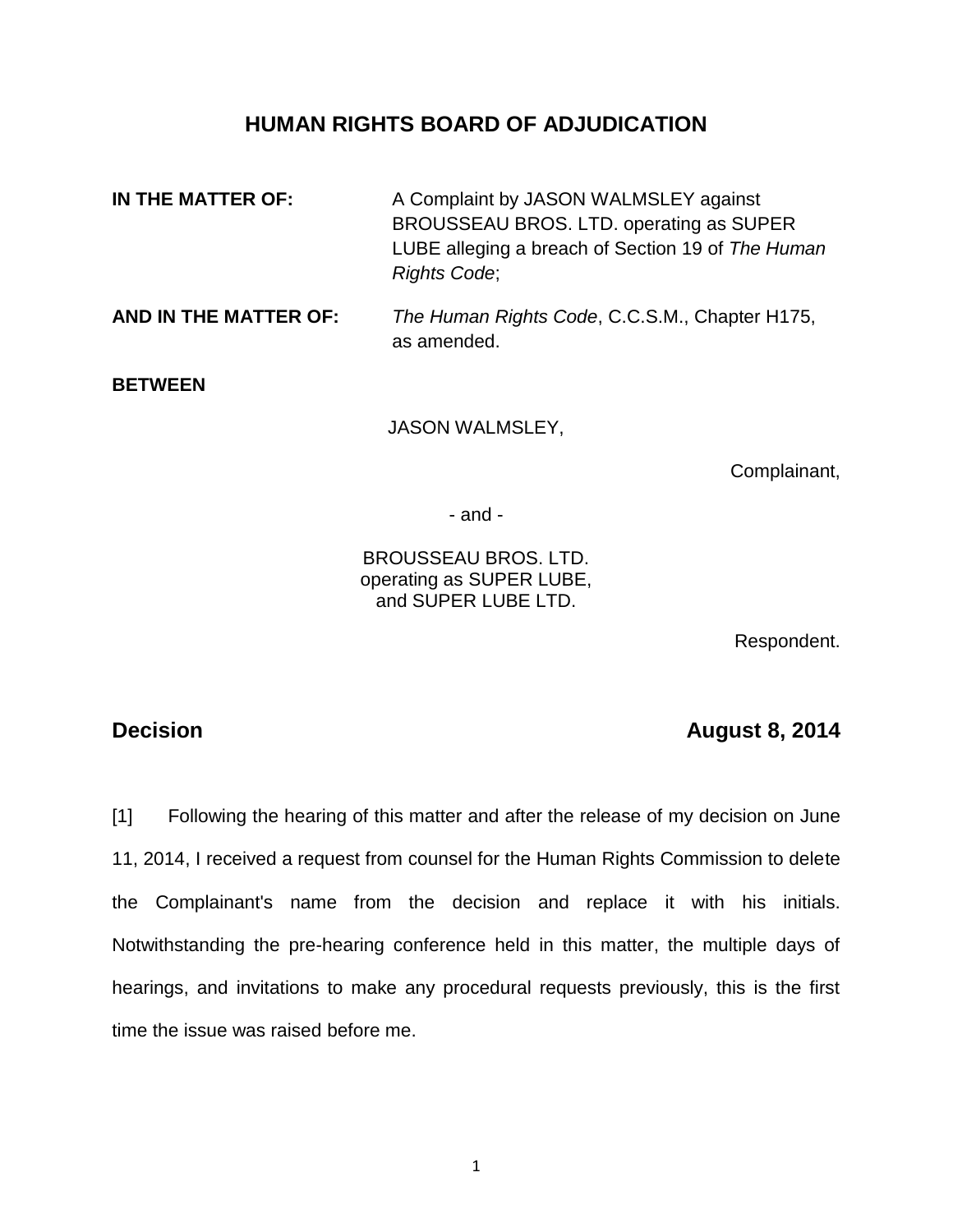# HUMAN RIGHTS BOARD OF ADJUDICATION

**IN THE MATTER OF:** A Complaint by JASON WALMSLEY against BROUSSEAU BROS. LTD. operating as SUPER LUBE alleging a breach of Section 19 of *The Human Rights Code*;

**AND IN THE MATTER OF:** *The Human Rights Code*, C.C.S.M., Chapter H175, as amended.

**BETWEEN**

JASON WALMSLEY,

Complainant,

\- and -

BROUSSEAU BROS. LTD.
operating as SUPER LUBE,
and SUPER LUBE LTD.

Respondent.

## Decision August 8, 2014

[1] Following the hearing of this matter and after the release of my decision on June 11, 2014, I received a request from counsel for the Human Rights Commission to delete the Complainant's name from the decision and replace it with his initials. Notwithstanding the pre-hearing conference held in this matter, the multiple days of hearings, and invitations to make any procedural requests previously, this is the first time the issue was raised before me.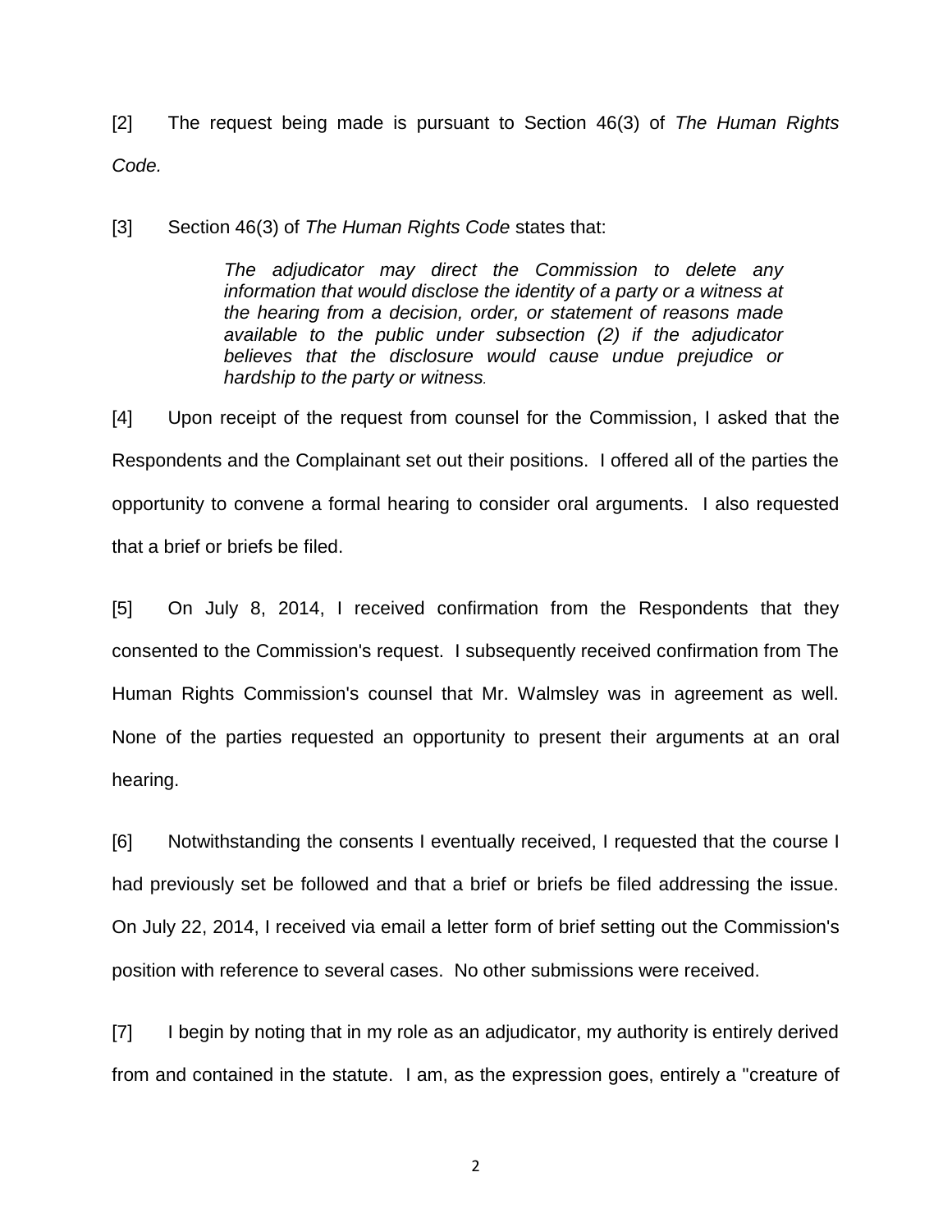[2] The request being made is pursuant to Section 46(3) of *The Human Rights Code.*

[3] Section 46(3) of *The Human Rights Code* states that:

> *The adjudicator may direct the Commission to delete any information that would disclose the identity of a party or a witness at the hearing from a decision, order, or statement of reasons made available to the public under subsection (2) if the adjudicator believes that the disclosure would cause undue prejudice or hardship to the party or witness.*

[4] Upon receipt of the request from counsel for the Commission, I asked that the Respondents and the Complainant set out their positions. I offered all of the parties the opportunity to convene a formal hearing to consider oral arguments. I also requested that a brief or briefs be filed.

[5] On July 8, 2014, I received confirmation from the Respondents that they consented to the Commission's request. I subsequently received confirmation from The Human Rights Commission's counsel that Mr. Walmsley was in agreement as well. None of the parties requested an opportunity to present their arguments at an oral hearing.

[6] Notwithstanding the consents I eventually received, I requested that the course I had previously set be followed and that a brief or briefs be filed addressing the issue. On July 22, 2014, I received via email a letter form of brief setting out the Commission's position with reference to several cases. No other submissions were received.

[7] I begin by noting that in my role as an adjudicator, my authority is entirely derived from and contained in the statute. I am, as the expression goes, entirely a "creature of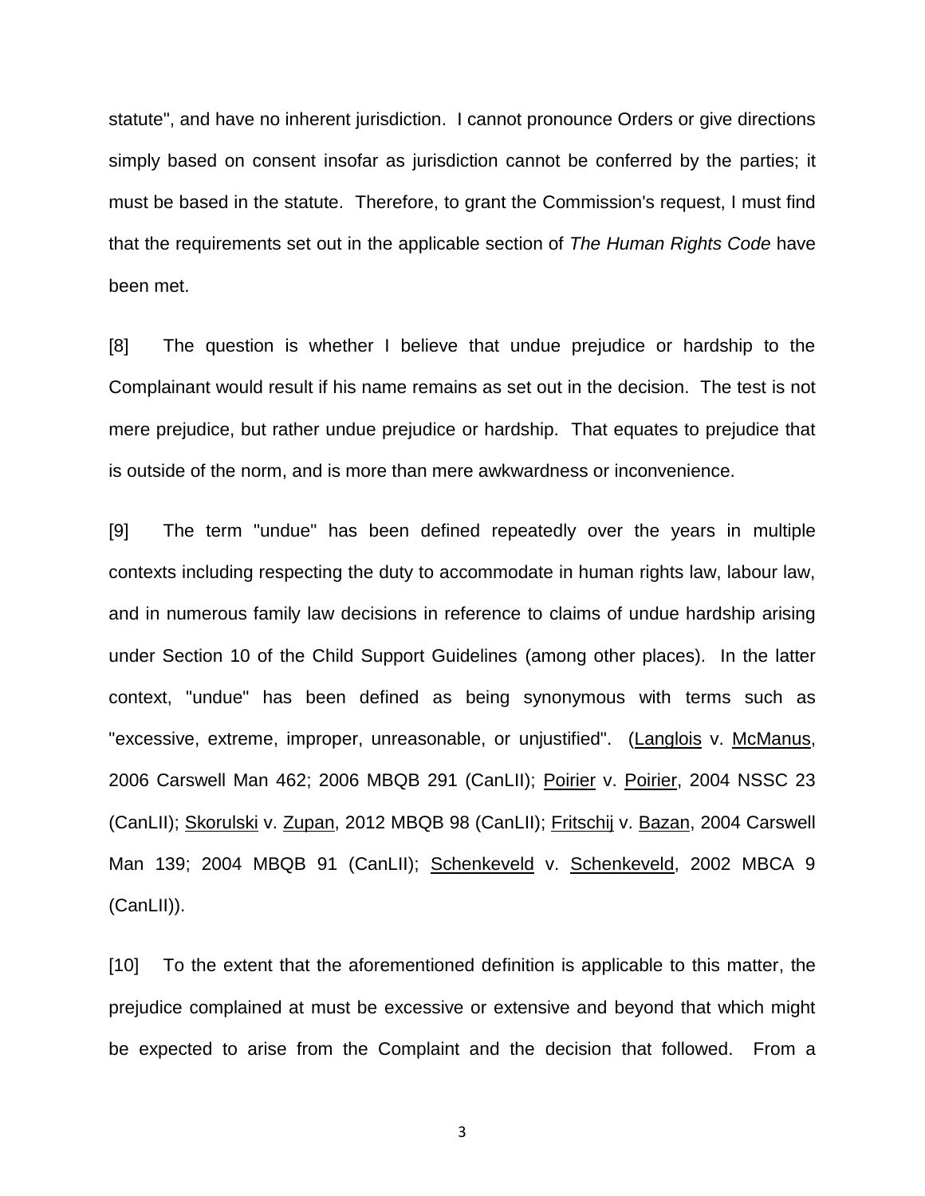statute", and have no inherent jurisdiction. I cannot pronounce Orders or give directions simply based on consent insofar as jurisdiction cannot be conferred by the parties; it must be based in the statute. Therefore, to grant the Commission's request, I must find that the requirements set out in the applicable section of *The Human Rights Code* have been met.

[8] The question is whether I believe that undue prejudice or hardship to the Complainant would result if his name remains as set out in the decision. The test is not mere prejudice, but rather undue prejudice or hardship. That equates to prejudice that is outside of the norm, and is more than mere awkwardness or inconvenience.

[9] The term "undue" has been defined repeatedly over the years in multiple contexts including respecting the duty to accommodate in human rights law, labour law, and in numerous family law decisions in reference to claims of undue hardship arising under Section 10 of the Child Support Guidelines (among other places). In the latter context, "undue" has been defined as being synonymous with terms such as "excessive, extreme, improper, unreasonable, or unjustified". (<u>Langlois</u> v. <u>McManus</u>, 2006 Carswell Man 462; 2006 MBQB 291 (CanLII); <u>Poirier</u> v. <u>Poirier</u>, 2004 NSSC 23 (CanLII); <u>Skorulski</u> v. <u>Zupan</u>, 2012 MBQB 98 (CanLII); <u>Fritschij</u> v. <u>Bazan</u>, 2004 Carswell Man 139; 2004 MBQB 91 (CanLII); <u>Schenkeveld</u> v. <u>Schenkeveld</u>, 2002 MBCA 9 (CanLII)).

[10] To the extent that the aforementioned definition is applicable to this matter, the prejudice complained at must be excessive or extensive and beyond that which might be expected to arise from the Complaint and the decision that followed. From a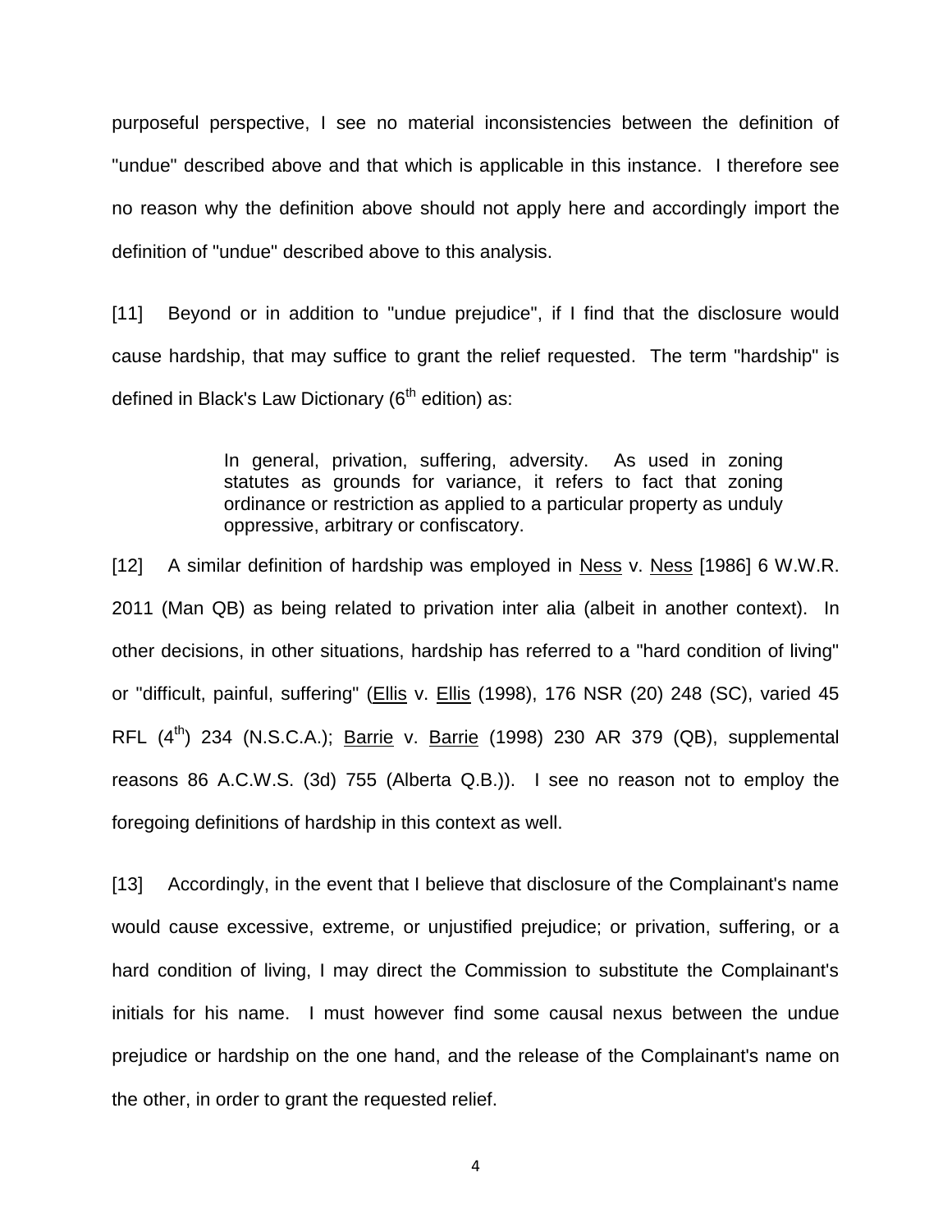purposeful perspective, I see no material inconsistencies between the definition of "undue" described above and that which is applicable in this instance. I therefore see no reason why the definition above should not apply here and accordingly import the definition of "undue" described above to this analysis.

[11] Beyond or in addition to "undue prejudice", if I find that the disclosure would cause hardship, that may suffice to grant the relief requested. The term "hardship" is defined in Black's Law Dictionary (6th edition) as:

> In general, privation, suffering, adversity. As used in zoning statutes as grounds for variance, it refers to fact that zoning ordinance or restriction as applied to a particular property as unduly oppressive, arbitrary or confiscatory.

[12] A similar definition of hardship was employed in Ness v. Ness [1986] 6 W.W.R. 2011 (Man QB) as being related to privation inter alia (albeit in another context). In other decisions, in other situations, hardship has referred to a "hard condition of living" or "difficult, painful, suffering" (Ellis v. Ellis (1998), 176 NSR (20) 248 (SC), varied 45 RFL (4th) 234 (N.S.C.A.); Barrie v. Barrie (1998) 230 AR 379 (QB), supplemental reasons 86 A.C.W.S. (3d) 755 (Alberta Q.B.)). I see no reason not to employ the foregoing definitions of hardship in this context as well.

[13] Accordingly, in the event that I believe that disclosure of the Complainant's name would cause excessive, extreme, or unjustified prejudice; or privation, suffering, or a hard condition of living, I may direct the Commission to substitute the Complainant's initials for his name. I must however find some causal nexus between the undue prejudice or hardship on the one hand, and the release of the Complainant's name on the other, in order to grant the requested relief.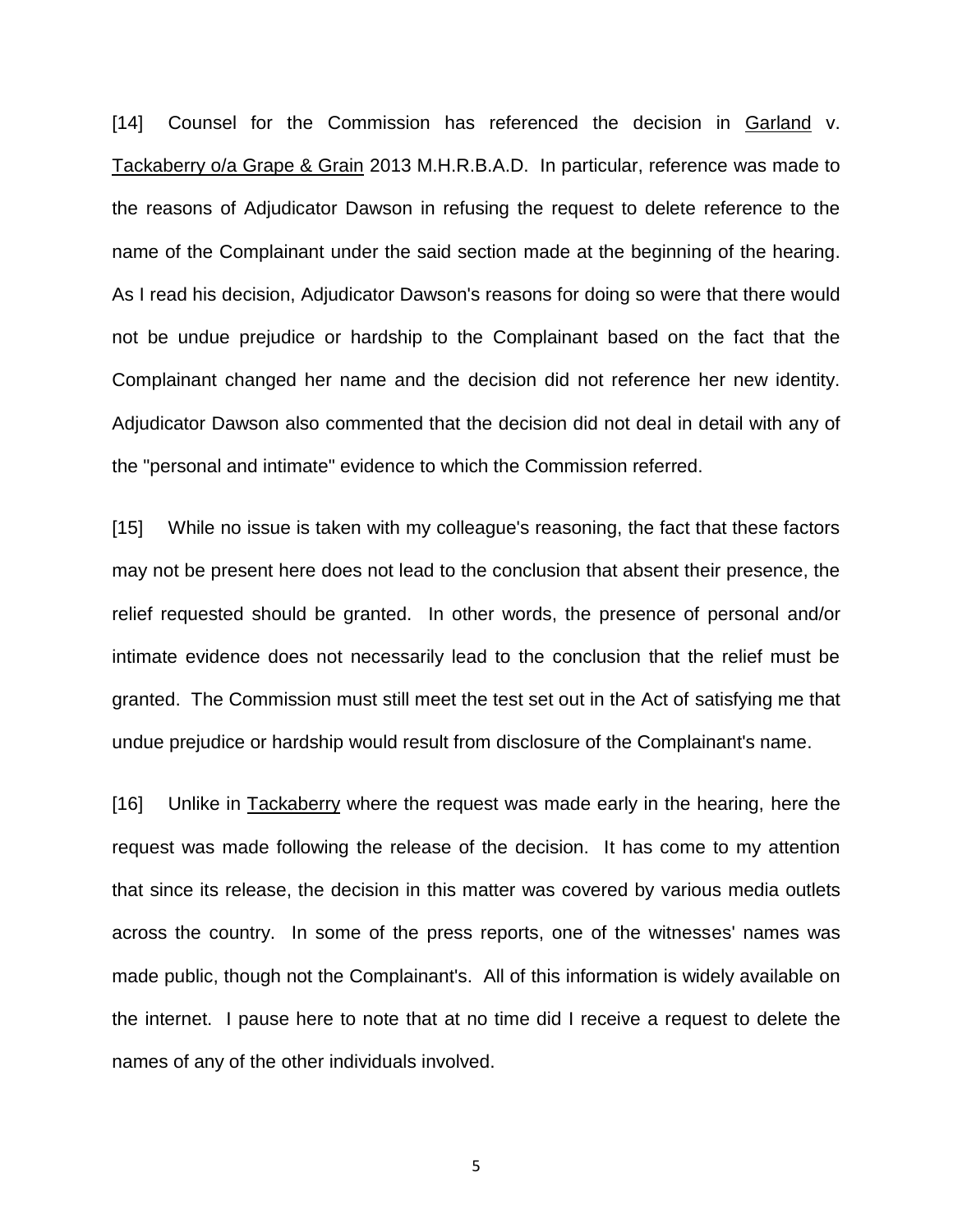[14] Counsel for the Commission has referenced the decision in Garland v. Tackaberry o/a Grape & Grain 2013 M.H.R.B.A.D. In particular, reference was made to the reasons of Adjudicator Dawson in refusing the request to delete reference to the name of the Complainant under the said section made at the beginning of the hearing. As I read his decision, Adjudicator Dawson's reasons for doing so were that there would not be undue prejudice or hardship to the Complainant based on the fact that the Complainant changed her name and the decision did not reference her new identity. Adjudicator Dawson also commented that the decision did not deal in detail with any of the "personal and intimate" evidence to which the Commission referred.

[15] While no issue is taken with my colleague's reasoning, the fact that these factors may not be present here does not lead to the conclusion that absent their presence, the relief requested should be granted. In other words, the presence of personal and/or intimate evidence does not necessarily lead to the conclusion that the relief must be granted. The Commission must still meet the test set out in the Act of satisfying me that undue prejudice or hardship would result from disclosure of the Complainant's name.

[16] Unlike in Tackaberry where the request was made early in the hearing, here the request was made following the release of the decision. It has come to my attention that since its release, the decision in this matter was covered by various media outlets across the country. In some of the press reports, one of the witnesses' names was made public, though not the Complainant's. All of this information is widely available on the internet. I pause here to note that at no time did I receive a request to delete the names of any of the other individuals involved.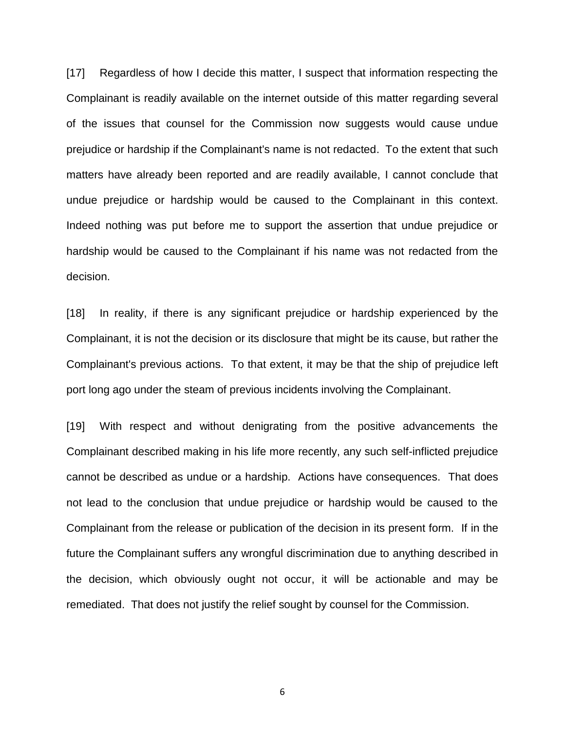[17] Regardless of how I decide this matter, I suspect that information respecting the Complainant is readily available on the internet outside of this matter regarding several of the issues that counsel for the Commission now suggests would cause undue prejudice or hardship if the Complainant's name is not redacted. To the extent that such matters have already been reported and are readily available, I cannot conclude that undue prejudice or hardship would be caused to the Complainant in this context. Indeed nothing was put before me to support the assertion that undue prejudice or hardship would be caused to the Complainant if his name was not redacted from the decision.

[18] In reality, if there is any significant prejudice or hardship experienced by the Complainant, it is not the decision or its disclosure that might be its cause, but rather the Complainant's previous actions. To that extent, it may be that the ship of prejudice left port long ago under the steam of previous incidents involving the Complainant.

[19] With respect and without denigrating from the positive advancements the Complainant described making in his life more recently, any such self-inflicted prejudice cannot be described as undue or a hardship. Actions have consequences. That does not lead to the conclusion that undue prejudice or hardship would be caused to the Complainant from the release or publication of the decision in its present form. If in the future the Complainant suffers any wrongful discrimination due to anything described in the decision, which obviously ought not occur, it will be actionable and may be remediated. That does not justify the relief sought by counsel for the Commission.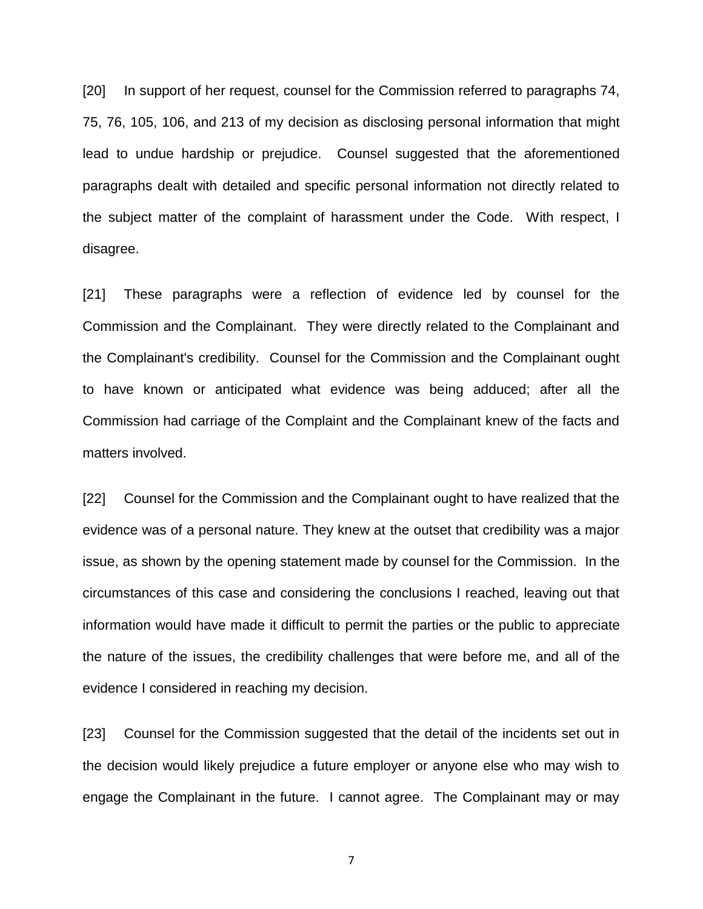[20] In support of her request, counsel for the Commission referred to paragraphs 74, 75, 76, 105, 106, and 213 of my decision as disclosing personal information that might lead to undue hardship or prejudice. Counsel suggested that the aforementioned paragraphs dealt with detailed and specific personal information not directly related to the subject matter of the complaint of harassment under the Code. With respect, I disagree.

[21] These paragraphs were a reflection of evidence led by counsel for the Commission and the Complainant. They were directly related to the Complainant and the Complainant's credibility. Counsel for the Commission and the Complainant ought to have known or anticipated what evidence was being adduced; after all the Commission had carriage of the Complaint and the Complainant knew of the facts and matters involved.

[22] Counsel for the Commission and the Complainant ought to have realized that the evidence was of a personal nature. They knew at the outset that credibility was a major issue, as shown by the opening statement made by counsel for the Commission. In the circumstances of this case and considering the conclusions I reached, leaving out that information would have made it difficult to permit the parties or the public to appreciate the nature of the issues, the credibility challenges that were before me, and all of the evidence I considered in reaching my decision.

[23] Counsel for the Commission suggested that the detail of the incidents set out in the decision would likely prejudice a future employer or anyone else who may wish to engage the Complainant in the future. I cannot agree. The Complainant may or may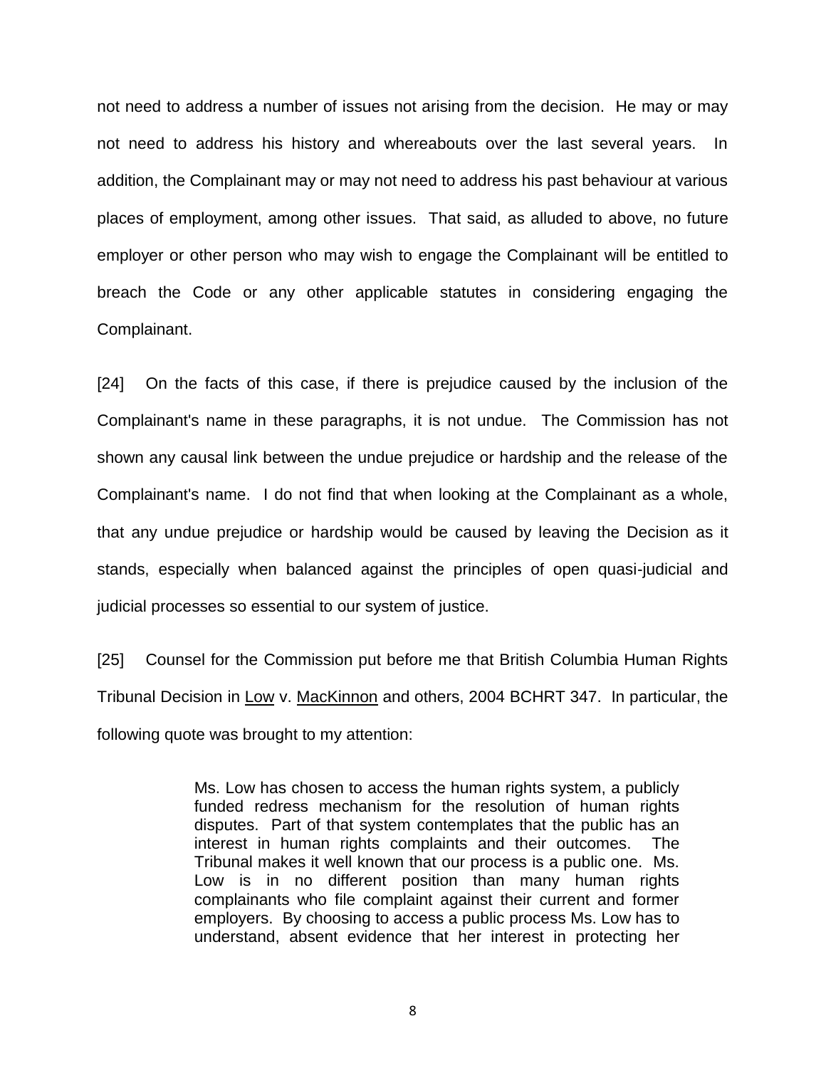not need to address a number of issues not arising from the decision. He may or may not need to address his history and whereabouts over the last several years. In addition, the Complainant may or may not need to address his past behaviour at various places of employment, among other issues. That said, as alluded to above, no future employer or other person who may wish to engage the Complainant will be entitled to breach the Code or any other applicable statutes in considering engaging the Complainant.

[24] On the facts of this case, if there is prejudice caused by the inclusion of the Complainant's name in these paragraphs, it is not undue. The Commission has not shown any causal link between the undue prejudice or hardship and the release of the Complainant's name. I do not find that when looking at the Complainant as a whole, that any undue prejudice or hardship would be caused by leaving the Decision as it stands, especially when balanced against the principles of open quasi-judicial and judicial processes so essential to our system of justice.

[25] Counsel for the Commission put before me that British Columbia Human Rights Tribunal Decision in Low v. MacKinnon and others, 2004 BCHRT 347. In particular, the following quote was brought to my attention:

> Ms. Low has chosen to access the human rights system, a publicly funded redress mechanism for the resolution of human rights disputes. Part of that system contemplates that the public has an interest in human rights complaints and their outcomes. The Tribunal makes it well known that our process is a public one. Ms. Low is in no different position than many human rights complainants who file complaint against their current and former employers. By choosing to access a public process Ms. Low has to understand, absent evidence that her interest in protecting her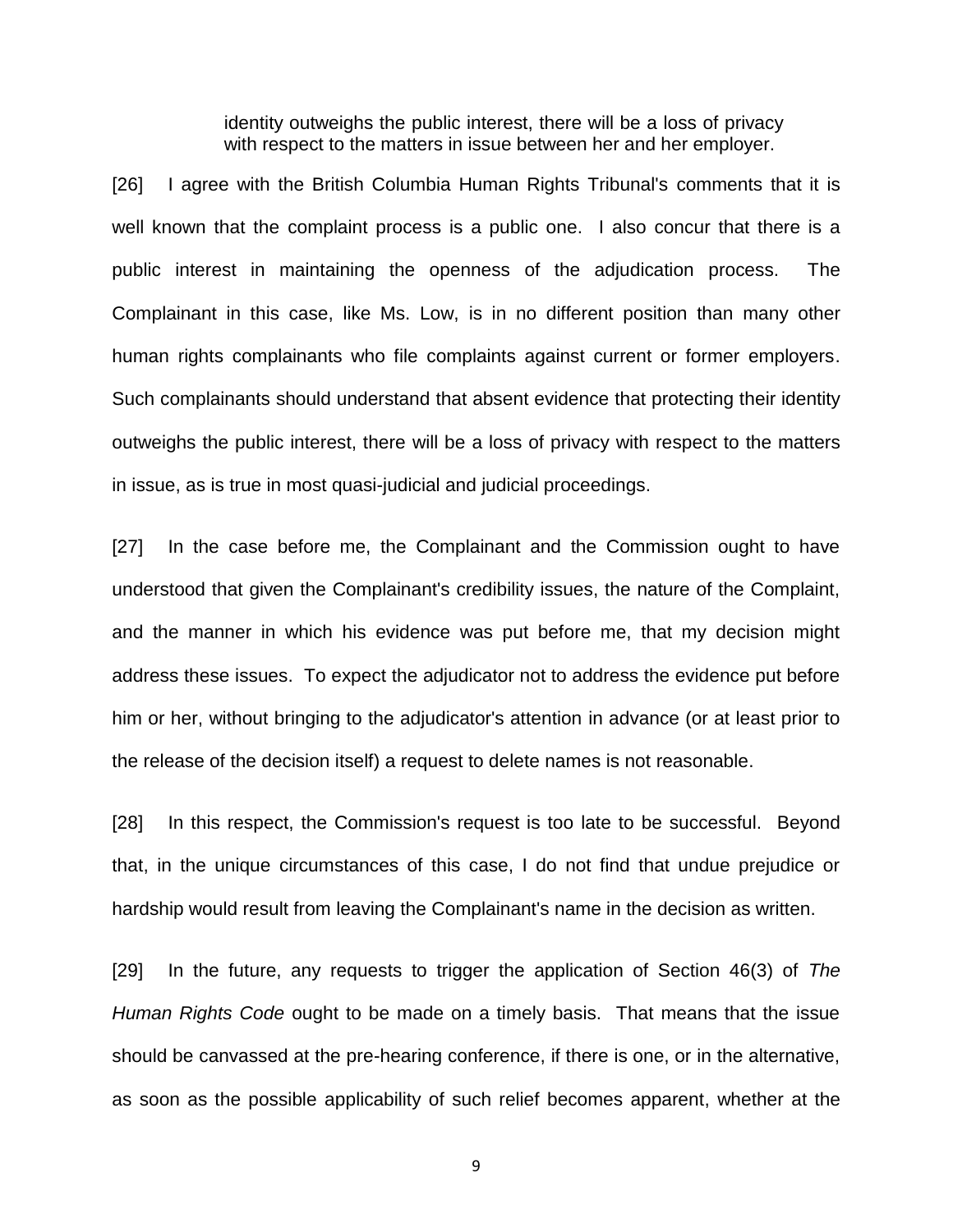> identity outweighs the public interest, there will be a loss of privacy with respect to the matters in issue between her and her employer.

[26] I agree with the British Columbia Human Rights Tribunal's comments that it is well known that the complaint process is a public one. I also concur that there is a public interest in maintaining the openness of the adjudication process. The Complainant in this case, like Ms. Low, is in no different position than many other human rights complainants who file complaints against current or former employers. Such complainants should understand that absent evidence that protecting their identity outweighs the public interest, there will be a loss of privacy with respect to the matters in issue, as is true in most quasi-judicial and judicial proceedings.

[27] In the case before me, the Complainant and the Commission ought to have understood that given the Complainant's credibility issues, the nature of the Complaint, and the manner in which his evidence was put before me, that my decision might address these issues. To expect the adjudicator not to address the evidence put before him or her, without bringing to the adjudicator's attention in advance (or at least prior to the release of the decision itself) a request to delete names is not reasonable.

[28] In this respect, the Commission's request is too late to be successful. Beyond that, in the unique circumstances of this case, I do not find that undue prejudice or hardship would result from leaving the Complainant's name in the decision as written.

[29] In the future, any requests to trigger the application of Section 46(3) of *The Human Rights Code* ought to be made on a timely basis. That means that the issue should be canvassed at the pre-hearing conference, if there is one, or in the alternative, as soon as the possible applicability of such relief becomes apparent, whether at the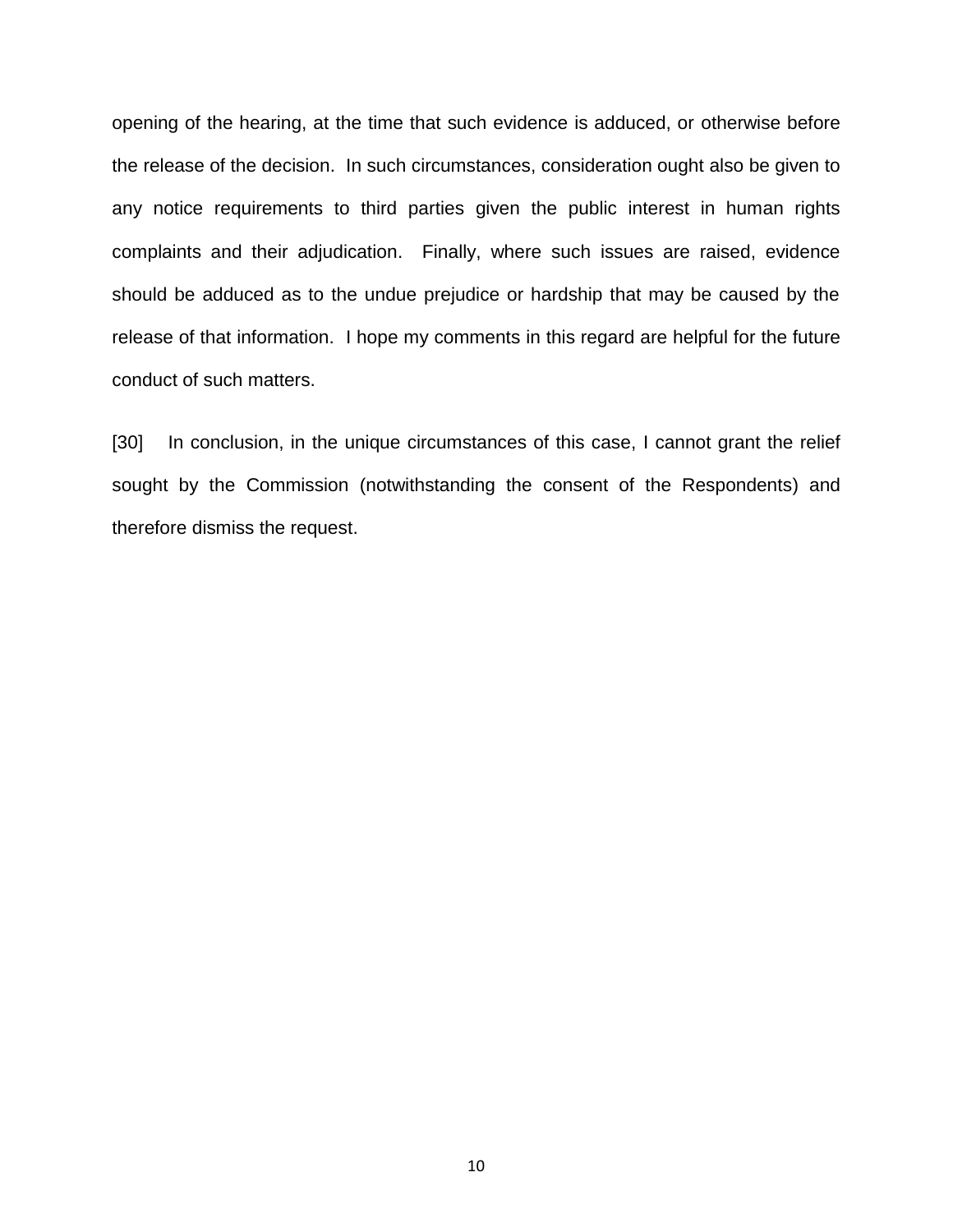opening of the hearing, at the time that such evidence is adduced, or otherwise before the release of the decision. In such circumstances, consideration ought also be given to any notice requirements to third parties given the public interest in human rights complaints and their adjudication. Finally, where such issues are raised, evidence should be adduced as to the undue prejudice or hardship that may be caused by the release of that information. I hope my comments in this regard are helpful for the future conduct of such matters.

[30] In conclusion, in the unique circumstances of this case, I cannot grant the relief sought by the Commission (notwithstanding the consent of the Respondents) and therefore dismiss the request.